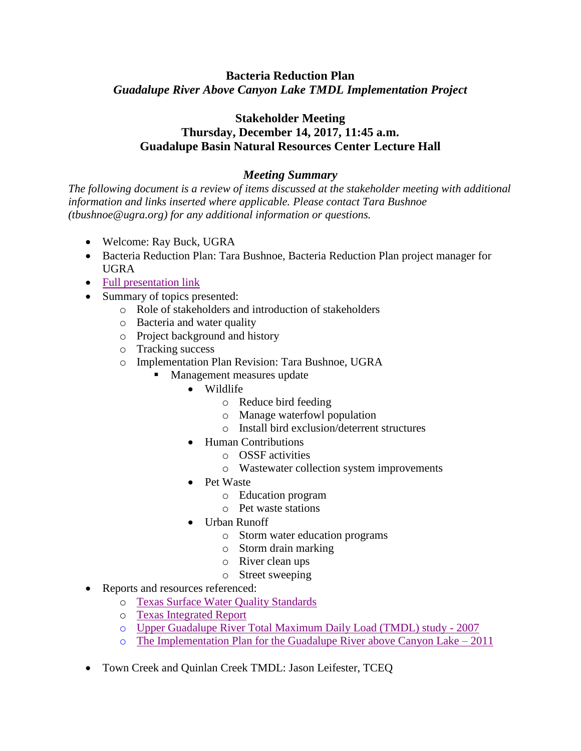**Bacteria Reduction Plan**
***Guadalupe River Above Canyon Lake TMDL Implementation Project***

**Stakeholder Meeting**
**Thursday, December 14, 2017, 11:45 a.m.**
**Guadalupe Basin Natural Resources Center Lecture Hall**

***Meeting Summary***

*The following document is a review of items discussed at the stakeholder meeting with additional information and links inserted where applicable. Please contact Tara Bushnoe (tbushnoe@ugra.org) for any additional information or questions.*

- Welcome: Ray Buck, UGRA
- Bacteria Reduction Plan: Tara Bushnoe, Bacteria Reduction Plan project manager for UGRA
- Full presentation link
- Summary of topics presented:
    - Role of stakeholders and introduction of stakeholders
    - Bacteria and water quality
    - Project background and history
    - Tracking success
    - Implementation Plan Revision: Tara Bushnoe, UGRA
        - Management measures update
            - Wildlife
                - Reduce bird feeding
                - Manage waterfowl population
                - Install bird exclusion/deterrent structures
            - Human Contributions
                - OSSF activities
                - Wastewater collection system improvements
            - Pet Waste
                - Education program
                - Pet waste stations
            - Urban Runoff
                - Storm water education programs
                - Storm drain marking
                - River clean ups
                - Street sweeping
- Reports and resources referenced:
    - Texas Surface Water Quality Standards
    - Texas Integrated Report
    - Upper Guadalupe River Total Maximum Daily Load (TMDL) study - 2007
    - The Implementation Plan for the Guadalupe River above Canyon Lake – 2011

- Town Creek and Quinlan Creek TMDL: Jason Leifester, TCEQ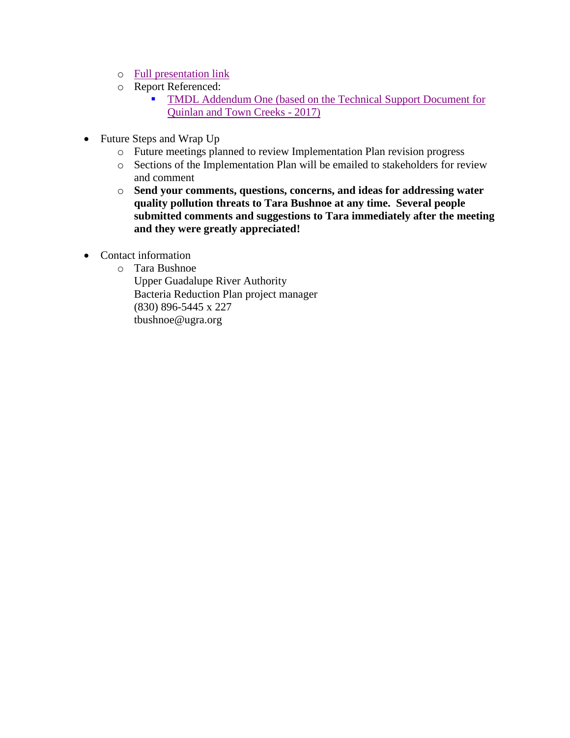- Full presentation link
    - Report Referenced:
        - TMDL Addendum One (based on the Technical Support Document for Quinlan and Town Creeks - 2017)

- Future Steps and Wrap Up
    - Future meetings planned to review Implementation Plan revision progress
    - Sections of the Implementation Plan will be emailed to stakeholders for review and comment
    - **Send your comments, questions, concerns, and ideas for addressing water quality pollution threats to Tara Bushnoe at any time. Several people submitted comments and suggestions to Tara immediately after the meeting and they were greatly appreciated!**

- Contact information
    - Tara Bushnoe
      Upper Guadalupe River Authority
      Bacteria Reduction Plan project manager
      (830) 896-5445 x 227
      tbushnoe@ugra.org